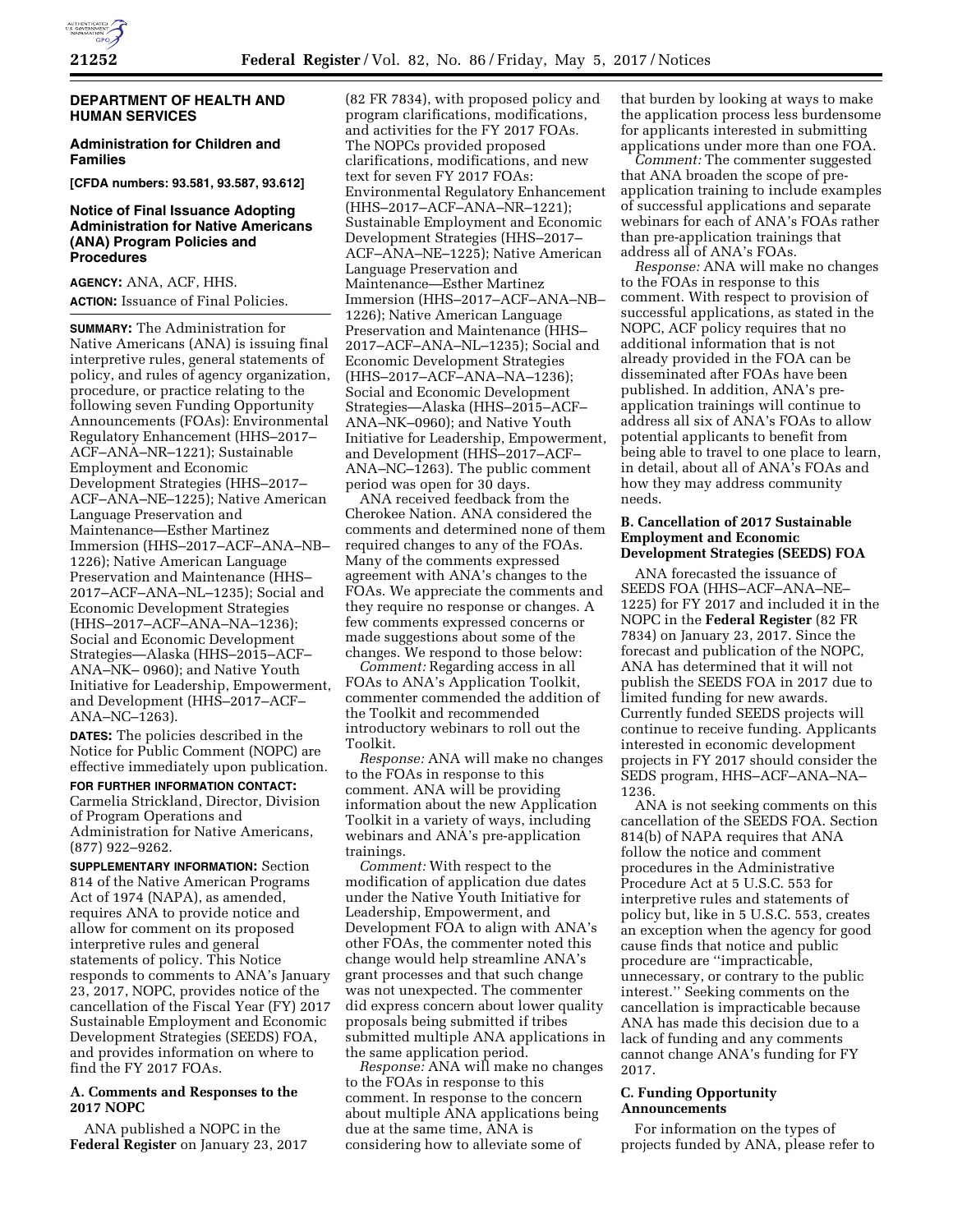**DEPARTMENT OF HEALTH AND HUMAN SERVICES**

**Administration for Children and Families**

**[CFDA numbers: 93.581, 93.587, 93.612]**

## Notice of Final Issuance Adopting Administration for Native Americans (ANA) Program Policies and Procedures

**AGENCY:** ANA, ACF, HHS.

**ACTION:** Issuance of Final Policies.

**SUMMARY:** The Administration for Native Americans (ANA) is issuing final interpretive rules, general statements of policy, and rules of agency organization, procedure, or practice relating to the following seven Funding Opportunity Announcements (FOAs): Environmental Regulatory Enhancement (HHS–2017–ACF–ANA–NR–1221); Sustainable Employment and Economic Development Strategies (HHS–2017–ACF–ANA–NE–1225); Native American Language Preservation and Maintenance—Esther Martinez Immersion (HHS–2017–ACF–ANA–NB–1226); Native American Language Preservation and Maintenance (HHS–2017–ACF–ANA–NL–1235); Social and Economic Development Strategies (HHS–2017–ACF–ANA–NA–1236); Social and Economic Development Strategies—Alaska (HHS–2015–ACF–ANA–NK– 0960); and Native Youth Initiative for Leadership, Empowerment, and Development (HHS–2017–ACF–ANA–NC–1263).

**DATES:** The policies described in the Notice for Public Comment (NOPC) are effective immediately upon publication.

**FOR FURTHER INFORMATION CONTACT:** Carmelia Strickland, Director, Division of Program Operations and Administration for Native Americans, (877) 922–9262.

**SUPPLEMENTARY INFORMATION:** Section 814 of the Native American Programs Act of 1974 (NAPA), as amended, requires ANA to provide notice and allow for comment on its proposed interpretive rules and general statements of policy. This Notice responds to comments to ANA's January 23, 2017, NOPC, provides notice of the cancellation of the Fiscal Year (FY) 2017 Sustainable Employment and Economic Development Strategies (SEEDS) FOA, and provides information on where to find the FY 2017 FOAs.

### A. Comments and Responses to the 2017 NOPC

ANA published a NOPC in the **Federal Register** on January 23, 2017 (82 FR 7834), with proposed policy and program clarifications, modifications, and activities for the FY 2017 FOAs. The NOPCs provided proposed clarifications, modifications, and new text for seven FY 2017 FOAs: Environmental Regulatory Enhancement (HHS–2017–ACF–ANA–NR–1221); Sustainable Employment and Economic Development Strategies (HHS–2017–ACF–ANA–NE–1225); Native American Language Preservation and Maintenance—Esther Martinez Immersion (HHS–2017–ACF–ANA–NB–1226); Native American Language Preservation and Maintenance (HHS–2017–ACF–ANA–NL–1235); Social and Economic Development Strategies (HHS–2017–ACF–ANA–NA–1236); Social and Economic Development Strategies—Alaska (HHS–2015–ACF–ANA–NK–0960); and Native Youth Initiative for Leadership, Empowerment, and Development (HHS–2017–ACF–ANA–NC–1263). The public comment period was open for 30 days.

ANA received feedback from the Cherokee Nation. ANA considered the comments and determined none of them required changes to any of the FOAs. Many of the comments expressed agreement with ANA's changes to the FOAs. We appreciate the comments and they require no response or changes. A few comments expressed concerns or made suggestions about some of the changes. We respond to those below:

*Comment:* Regarding access in all FOAs to ANA's Application Toolkit, commenter commended the addition of the Toolkit and recommended introductory webinars to roll out the Toolkit.

*Response:* ANA will make no changes to the FOAs in response to this comment. ANA will be providing information about the new Application Toolkit in a variety of ways, including webinars and ANA's pre-application trainings.

*Comment:* With respect to the modification of application due dates under the Native Youth Initiative for Leadership, Empowerment, and Development FOA to align with ANA's other FOAs, the commenter noted this change would help streamline ANA's grant processes and that such change was not unexpected. The commenter did express concern about lower quality proposals being submitted if tribes submitted multiple ANA applications in the same application period.

*Response:* ANA will make no changes to the FOAs in response to this comment. In response to the concern about multiple ANA applications being due at the same time, ANA is considering how to alleviate some of that burden by looking at ways to make the application process less burdensome for applicants interested in submitting applications under more than one FOA.

*Comment:* The commenter suggested that ANA broaden the scope of pre-application training to include examples of successful applications and separate webinars for each of ANA's FOAs rather than pre-application trainings that address all of ANA's FOAs.

*Response:* ANA will make no changes to the FOAs in response to this comment. With respect to provision of successful applications, as stated in the NOPC, ACF policy requires that no additional information that is not already provided in the FOA can be disseminated after FOAs have been published. In addition, ANA's pre-application trainings will continue to address all six of ANA's FOAs to allow potential applicants to benefit from being able to travel to one place to learn, in detail, about all of ANA's FOAs and how they may address community needs.

### B. Cancellation of 2017 Sustainable Employment and Economic Development Strategies (SEEDS) FOA

ANA forecasted the issuance of SEEDS FOA (HHS–ACF–ANA–NE–1225) for FY 2017 and included it in the NOPC in the **Federal Register** (82 FR 7834) on January 23, 2017. Since the forecast and publication of the NOPC, ANA has determined that it will not publish the SEEDS FOA in 2017 due to limited funding for new awards. Currently funded SEEDS projects will continue to receive funding. Applicants interested in economic development projects in FY 2017 should consider the SEDS program, HHS–ACF–ANA–NA–1236.

ANA is not seeking comments on this cancellation of the SEEDS FOA. Section 814(b) of NAPA requires that ANA follow the notice and comment procedures in the Administrative Procedure Act at 5 U.S.C. 553 for interpretive rules and statements of policy but, like in 5 U.S.C. 553, creates an exception when the agency for good cause finds that notice and public procedure are ''impracticable, unnecessary, or contrary to the public interest.'' Seeking comments on the cancellation is impracticable because ANA has made this decision due to a lack of funding and any comments cannot change ANA's funding for FY 2017.

### C. Funding Opportunity Announcements

For information on the types of projects funded by ANA, please refer to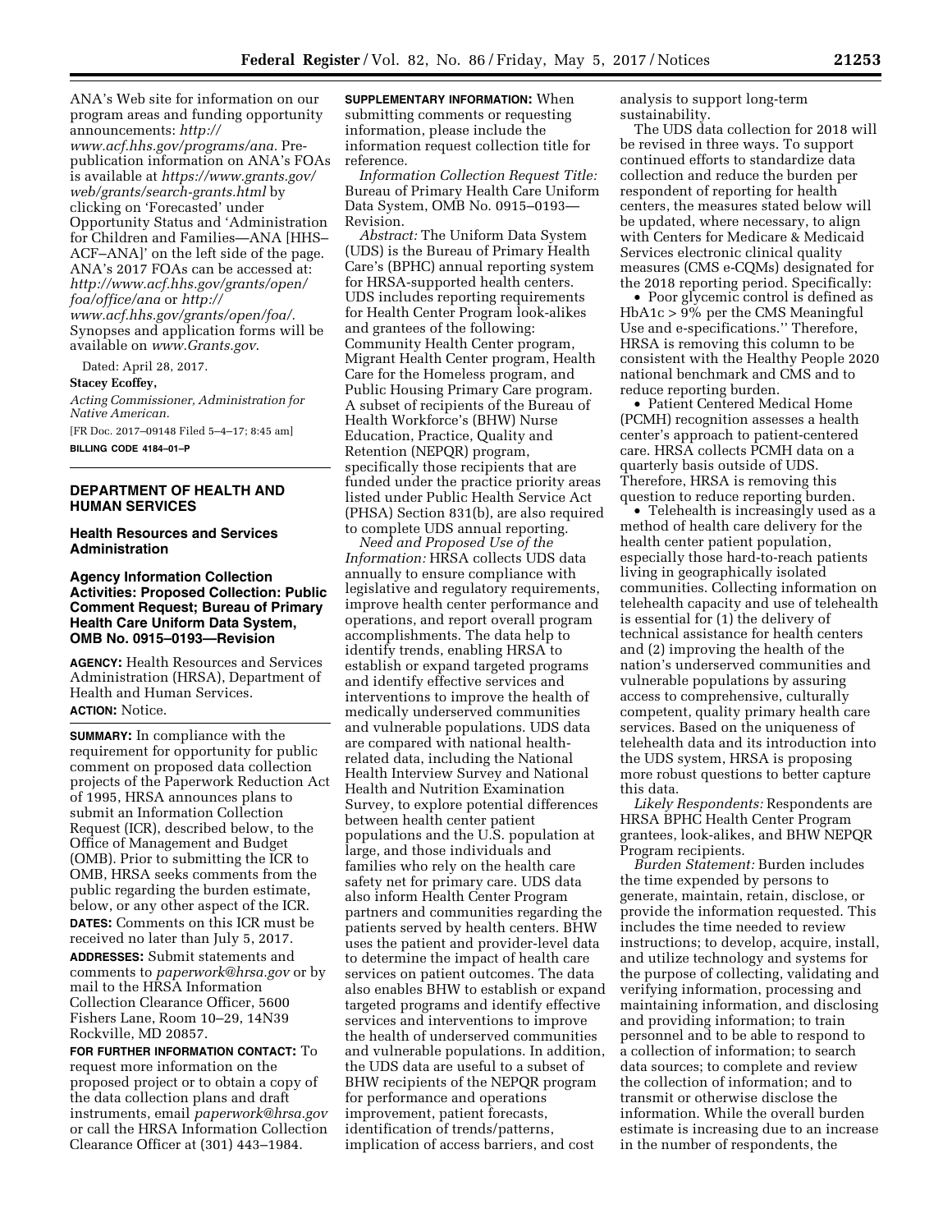ANA's Web site for information on our program areas and funding opportunity announcements: *http://www.acf.hhs.gov/programs/ana.* Pre-publication information on ANA's FOAs is available at *https://www.grants.gov/web/grants/search-grants.html* by clicking on 'Forecasted' under Opportunity Status and 'Administration for Children and Families—ANA [HHS–ACF–ANA]' on the left side of the page. ANA's 2017 FOAs can be accessed at: *http://www.acf.hhs.gov/grants/open/foa/office/ana* or *http://www.acf.hhs.gov/grants/open/foa/.* Synopses and application forms will be available on *www.Grants.gov*.

Dated: April 28, 2017.

**Stacey Ecoffey,**

*Acting Commissioner, Administration for Native American.*

[FR Doc. 2017–09148 Filed 5–4–17; 8:45 am]

**BILLING CODE 4184–01–P**

---

## DEPARTMENT OF HEALTH AND HUMAN SERVICES

### Health Resources and Services Administration

### Agency Information Collection Activities: Proposed Collection: Public Comment Request; Bureau of Primary Health Care Uniform Data System, OMB No. 0915–0193—Revision

**AGENCY:** Health Resources and Services Administration (HRSA), Department of Health and Human Services.

**ACTION:** Notice.

**SUMMARY:** In compliance with the requirement for opportunity for public comment on proposed data collection projects of the Paperwork Reduction Act of 1995, HRSA announces plans to submit an Information Collection Request (ICR), described below, to the Office of Management and Budget (OMB). Prior to submitting the ICR to OMB, HRSA seeks comments from the public regarding the burden estimate, below, or any other aspect of the ICR.

**DATES:** Comments on this ICR must be received no later than July 5, 2017.

**ADDRESSES:** Submit statements and comments to *paperwork@hrsa.gov* or by mail to the HRSA Information Collection Clearance Officer, 5600 Fishers Lane, Room 10–29, 14N39 Rockville, MD 20857.

**FOR FURTHER INFORMATION CONTACT:** To request more information on the proposed project or to obtain a copy of the data collection plans and draft instruments, email *paperwork@hrsa.gov* or call the HRSA Information Collection Clearance Officer at (301) 443–1984.

**SUPPLEMENTARY INFORMATION:** When submitting comments or requesting information, please include the information request collection title for reference.

*Information Collection Request Title:* Bureau of Primary Health Care Uniform Data System, OMB No. 0915–0193—Revision.

*Abstract:* The Uniform Data System (UDS) is the Bureau of Primary Health Care's (BPHC) annual reporting system for HRSA-supported health centers. UDS includes reporting requirements for Health Center Program look-alikes and grantees of the following: Community Health Center program, Migrant Health Center program, Health Care for the Homeless program, and Public Housing Primary Care program. A subset of recipients of the Bureau of Health Workforce's (BHW) Nurse Education, Practice, Quality and Retention (NEPQR) program, specifically those recipients that are funded under the practice priority areas listed under Public Health Service Act (PHSA) Section 831(b), are also required to complete UDS annual reporting.

*Need and Proposed Use of the Information:* HRSA collects UDS data annually to ensure compliance with legislative and regulatory requirements, improve health center performance and operations, and report overall program accomplishments. The data help to identify trends, enabling HRSA to establish or expand targeted programs and identify effective services and interventions to improve the health of medically underserved communities and vulnerable populations. UDS data are compared with national health-related data, including the National Health Interview Survey and National Health and Nutrition Examination Survey, to explore potential differences between health center patient populations and the U.S. population at large, and those individuals and families who rely on the health care safety net for primary care. UDS data also inform Health Center Program partners and communities regarding the patients served by health centers. BHW uses the patient and provider-level data to determine the impact of health care services on patient outcomes. The data also enables BHW to establish or expand targeted programs and identify effective services and interventions to improve the health of underserved communities and vulnerable populations. In addition, the UDS data are useful to a subset of BHW recipients of the NEPQR program for performance and operations improvement, patient forecasts, identification of trends/patterns, implication of access barriers, and cost analysis to support long-term sustainability.

The UDS data collection for 2018 will be revised in three ways. To support continued efforts to standardize data collection and reduce the burden per respondent of reporting for health centers, the measures stated below will be updated, where necessary, to align with Centers for Medicare & Medicaid Services electronic clinical quality measures (CMS e-CQMs) designated for the 2018 reporting period. Specifically:

- Poor glycemic control is defined as HbA1c > 9% per the CMS Meaningful Use and e-specifications.'' Therefore, HRSA is removing this column to be consistent with the Healthy People 2020 national benchmark and CMS and to reduce reporting burden.
- Patient Centered Medical Home (PCMH) recognition assesses a health center's approach to patient-centered care. HRSA collects PCMH data on a quarterly basis outside of UDS. Therefore, HRSA is removing this question to reduce reporting burden.
- Telehealth is increasingly used as a method of health care delivery for the health center patient population, especially those hard-to-reach patients living in geographically isolated communities. Collecting information on telehealth capacity and use of telehealth is essential for (1) the delivery of technical assistance for health centers and (2) improving the health of the nation's underserved communities and vulnerable populations by assuring access to comprehensive, culturally competent, quality primary health care services. Based on the uniqueness of telehealth data and its introduction into the UDS system, HRSA is proposing more robust questions to better capture this data.

*Likely Respondents:* Respondents are HRSA BPHC Health Center Program grantees, look-alikes, and BHW NEPQR Program recipients.

*Burden Statement:* Burden includes the time expended by persons to generate, maintain, retain, disclose, or provide the information requested. This includes the time needed to review instructions; to develop, acquire, install, and utilize technology and systems for the purpose of collecting, validating and verifying information, processing and maintaining information, and disclosing and providing information; to train personnel and to be able to respond to a collection of information; to search data sources; to complete and review the collection of information; and to transmit or otherwise disclose the information. While the overall burden estimate is increasing due to an increase in the number of respondents, the